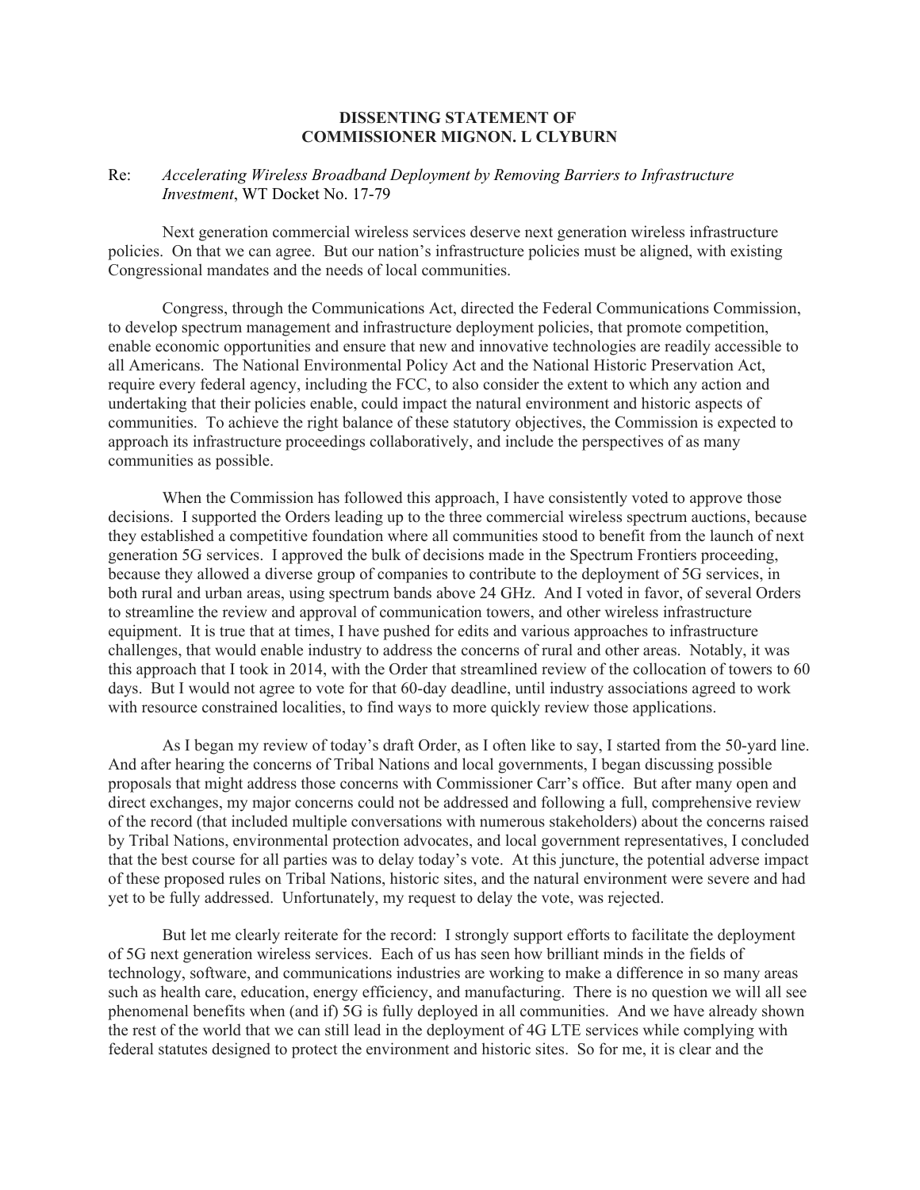**DISSENTING STATEMENT OF**
**COMMISSIONER MIGNON. L CLYBURN**

Re: *Accelerating Wireless Broadband Deployment by Removing Barriers to Infrastructure Investment*, WT Docket No. 17-79

Next generation commercial wireless services deserve next generation wireless infrastructure policies. On that we can agree. But our nation's infrastructure policies must be aligned, with existing Congressional mandates and the needs of local communities.

Congress, through the Communications Act, directed the Federal Communications Commission, to develop spectrum management and infrastructure deployment policies, that promote competition, enable economic opportunities and ensure that new and innovative technologies are readily accessible to all Americans. The National Environmental Policy Act and the National Historic Preservation Act, require every federal agency, including the FCC, to also consider the extent to which any action and undertaking that their policies enable, could impact the natural environment and historic aspects of communities. To achieve the right balance of these statutory objectives, the Commission is expected to approach its infrastructure proceedings collaboratively, and include the perspectives of as many communities as possible.

When the Commission has followed this approach, I have consistently voted to approve those decisions. I supported the Orders leading up to the three commercial wireless spectrum auctions, because they established a competitive foundation where all communities stood to benefit from the launch of next generation 5G services. I approved the bulk of decisions made in the Spectrum Frontiers proceeding, because they allowed a diverse group of companies to contribute to the deployment of 5G services, in both rural and urban areas, using spectrum bands above 24 GHz. And I voted in favor, of several Orders to streamline the review and approval of communication towers, and other wireless infrastructure equipment. It is true that at times, I have pushed for edits and various approaches to infrastructure challenges, that would enable industry to address the concerns of rural and other areas. Notably, it was this approach that I took in 2014, with the Order that streamlined review of the collocation of towers to 60 days. But I would not agree to vote for that 60-day deadline, until industry associations agreed to work with resource constrained localities, to find ways to more quickly review those applications.

As I began my review of today's draft Order, as I often like to say, I started from the 50-yard line. And after hearing the concerns of Tribal Nations and local governments, I began discussing possible proposals that might address those concerns with Commissioner Carr's office. But after many open and direct exchanges, my major concerns could not be addressed and following a full, comprehensive review of the record (that included multiple conversations with numerous stakeholders) about the concerns raised by Tribal Nations, environmental protection advocates, and local government representatives, I concluded that the best course for all parties was to delay today's vote. At this juncture, the potential adverse impact of these proposed rules on Tribal Nations, historic sites, and the natural environment were severe and had yet to be fully addressed. Unfortunately, my request to delay the vote, was rejected.

But let me clearly reiterate for the record: I strongly support efforts to facilitate the deployment of 5G next generation wireless services. Each of us has seen how brilliant minds in the fields of technology, software, and communications industries are working to make a difference in so many areas such as health care, education, energy efficiency, and manufacturing. There is no question we will all see phenomenal benefits when (and if) 5G is fully deployed in all communities. And we have already shown the rest of the world that we can still lead in the deployment of 4G LTE services while complying with federal statutes designed to protect the environment and historic sites. So for me, it is clear and the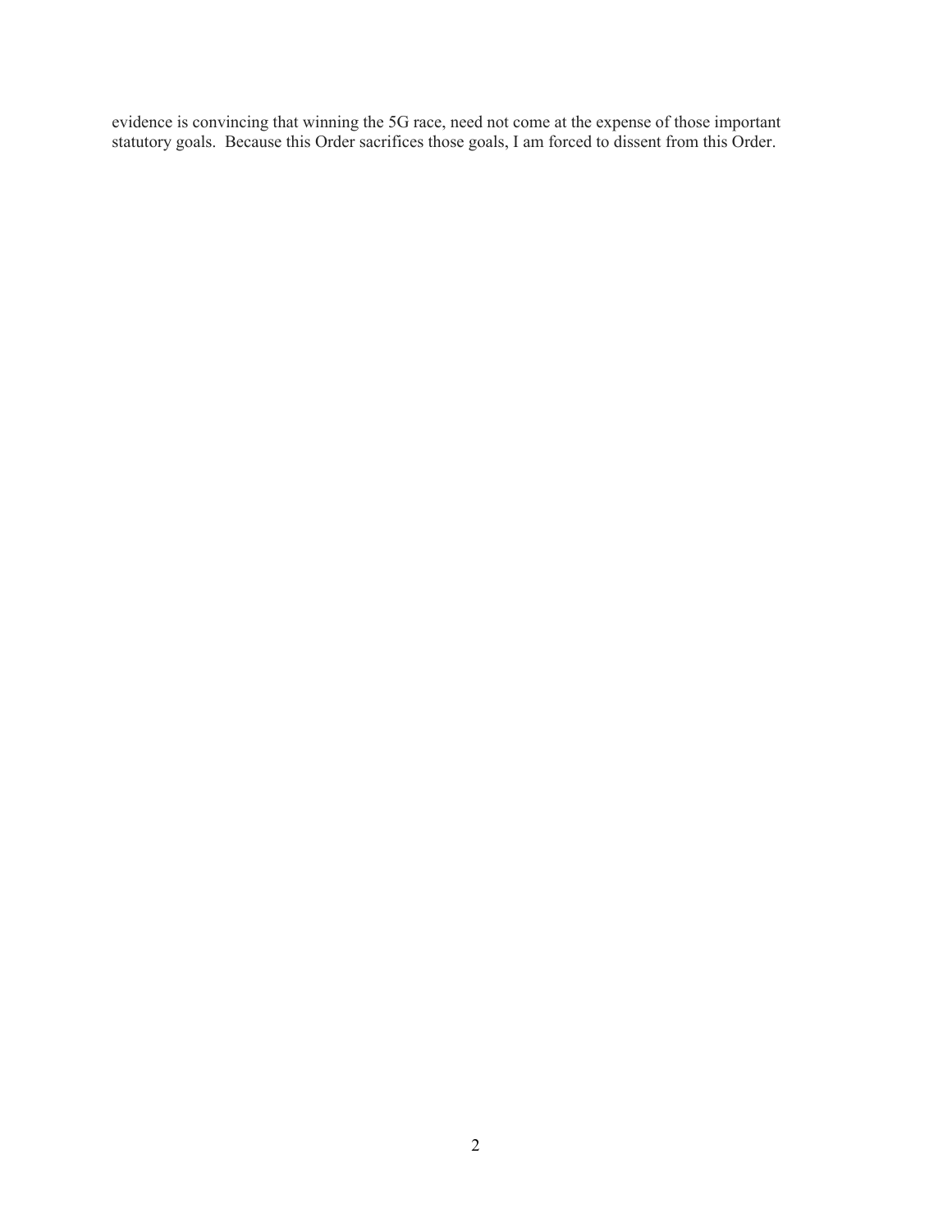evidence is convincing that winning the 5G race, need not come at the expense of those important statutory goals. Because this Order sacrifices those goals, I am forced to dissent from this Order.